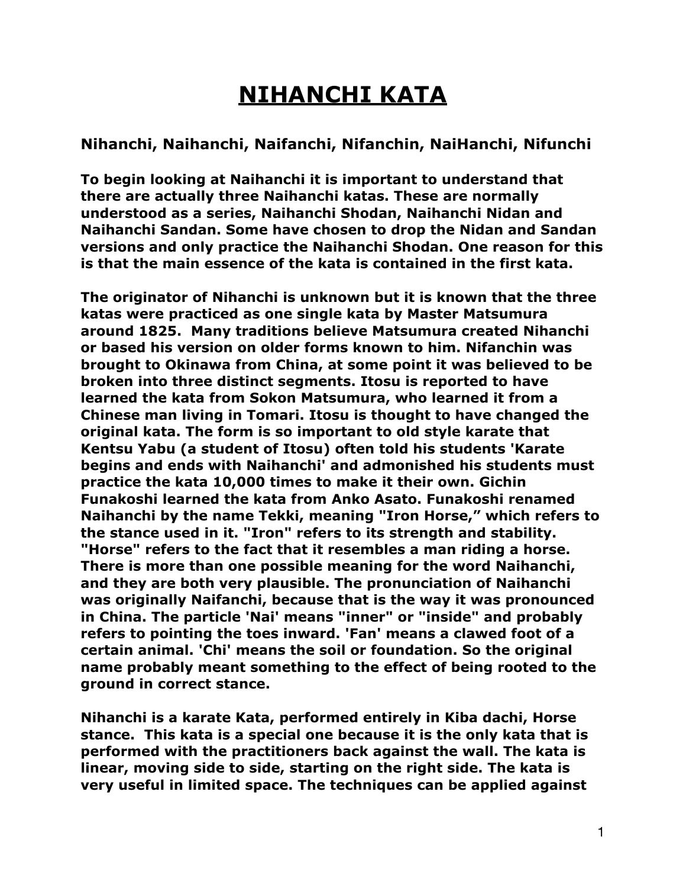# NIHANCHI KATA

## Nihanchi, Naihanchi, Naifanchi, Nifanchin, NaiHanchi, Nifunchi

**To begin looking at Naihanchi it is important to understand that there are actually three Naihanchi katas. These are normally understood as a series, Naihanchi Shodan, Naihanchi Nidan and Naihanchi Sandan. Some have chosen to drop the Nidan and Sandan versions and only practice the Naihanchi Shodan. One reason for this is that the main essence of the kata is contained in the first kata.**

**The originator of Nihanchi is unknown but it is known that the three katas were practiced as one single kata by Master Matsumura around 1825. Many traditions believe Matsumura created Nihanchi or based his version on older forms known to him. Nifanchin was brought to Okinawa from China, at some point it was believed to be broken into three distinct segments. Itosu is reported to have learned the kata from Sokon Matsumura, who learned it from a Chinese man living in Tomari. Itosu is thought to have changed the original kata. The form is so important to old style karate that Kentsu Yabu (a student of Itosu) often told his students 'Karate begins and ends with Naihanchi' and admonished his students must practice the kata 10,000 times to make it their own. Gichin Funakoshi learned the kata from Anko Asato. Funakoshi renamed Naihanchi by the name Tekki, meaning "Iron Horse," which refers to the stance used in it. "Iron" refers to its strength and stability. "Horse" refers to the fact that it resembles a man riding a horse. There is more than one possible meaning for the word Naihanchi, and they are both very plausible. The pronunciation of Naihanchi was originally Naifanchi, because that is the way it was pronounced in China. The particle 'Nai' means "inner" or "inside" and probably refers to pointing the toes inward. 'Fan' means a clawed foot of a certain animal. 'Chi' means the soil or foundation. So the original name probably meant something to the effect of being rooted to the ground in correct stance.**

**Nihanchi is a karate Kata, performed entirely in Kiba dachi, Horse stance. This kata is a special one because it is the only kata that is performed with the practitioners back against the wall. The kata is linear, moving side to side, starting on the right side. The kata is very useful in limited space. The techniques can be applied against**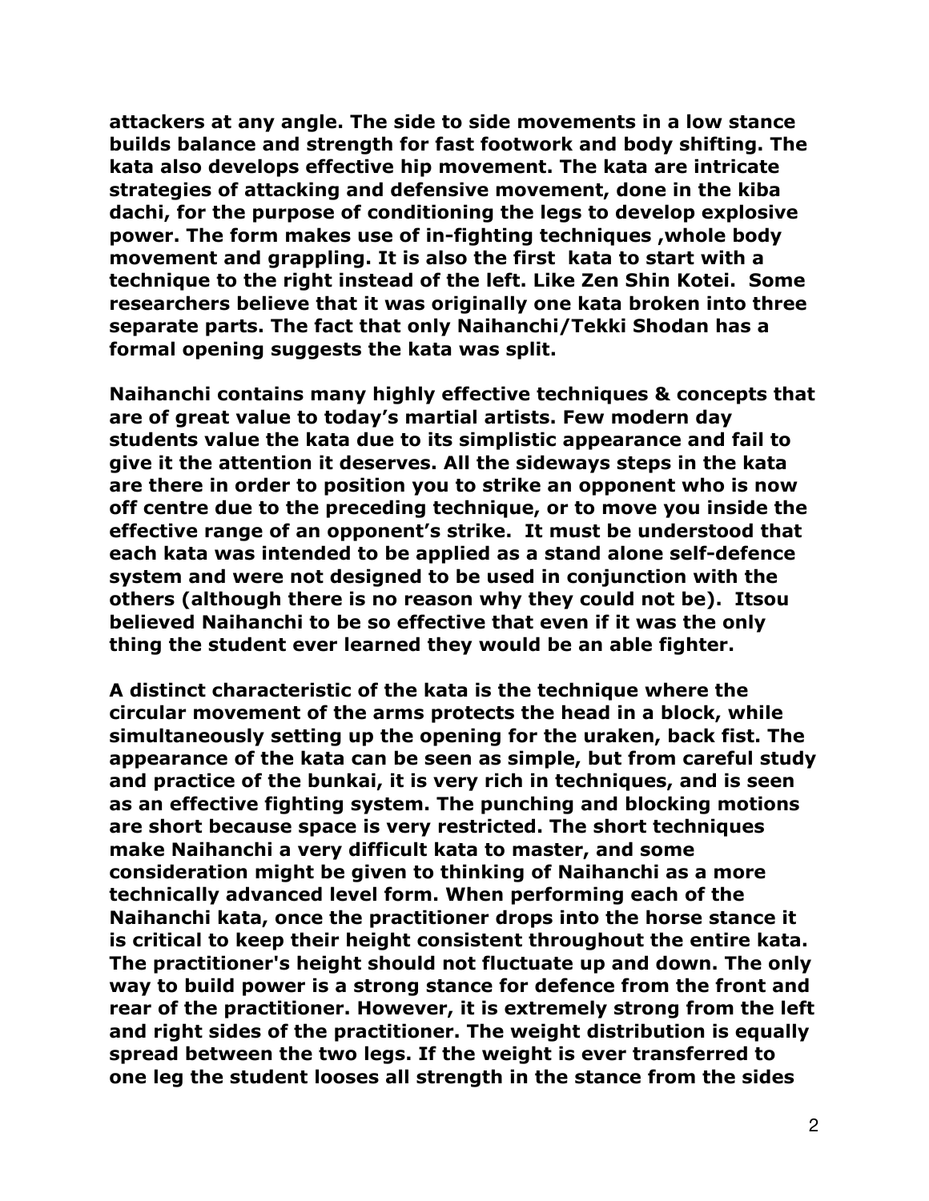**attackers at any angle. The side to side movements in a low stance builds balance and strength for fast footwork and body shifting. The kata also develops effective hip movement. The kata are intricate strategies of attacking and defensive movement, done in the kiba dachi, for the purpose of conditioning the legs to develop explosive power. The form makes use of in-fighting techniques ,whole body movement and grappling. It is also the first kata to start with a technique to the right instead of the left. Like Zen Shin Kotei. Some researchers believe that it was originally one kata broken into three separate parts. The fact that only Naihanchi/Tekki Shodan has a formal opening suggests the kata was split.**

**Naihanchi contains many highly effective techniques & concepts that are of great value to today's martial artists. Few modern day students value the kata due to its simplistic appearance and fail to give it the attention it deserves. All the sideways steps in the kata are there in order to position you to strike an opponent who is now off centre due to the preceding technique, or to move you inside the effective range of an opponent's strike. It must be understood that each kata was intended to be applied as a stand alone self-defence system and were not designed to be used in conjunction with the others (although there is no reason why they could not be). Itsou believed Naihanchi to be so effective that even if it was the only thing the student ever learned they would be an able fighter.**

**A distinct characteristic of the kata is the technique where the circular movement of the arms protects the head in a block, while simultaneously setting up the opening for the uraken, back fist. The appearance of the kata can be seen as simple, but from careful study and practice of the bunkai, it is very rich in techniques, and is seen as an effective fighting system. The punching and blocking motions are short because space is very restricted. The short techniques make Naihanchi a very difficult kata to master, and some consideration might be given to thinking of Naihanchi as a more technically advanced level form. When performing each of the Naihanchi kata, once the practitioner drops into the horse stance it is critical to keep their height consistent throughout the entire kata. The practitioner's height should not fluctuate up and down. The only way to build power is a strong stance for defence from the front and rear of the practitioner. However, it is extremely strong from the left and right sides of the practitioner. The weight distribution is equally spread between the two legs. If the weight is ever transferred to one leg the student looses all strength in the stance from the sides**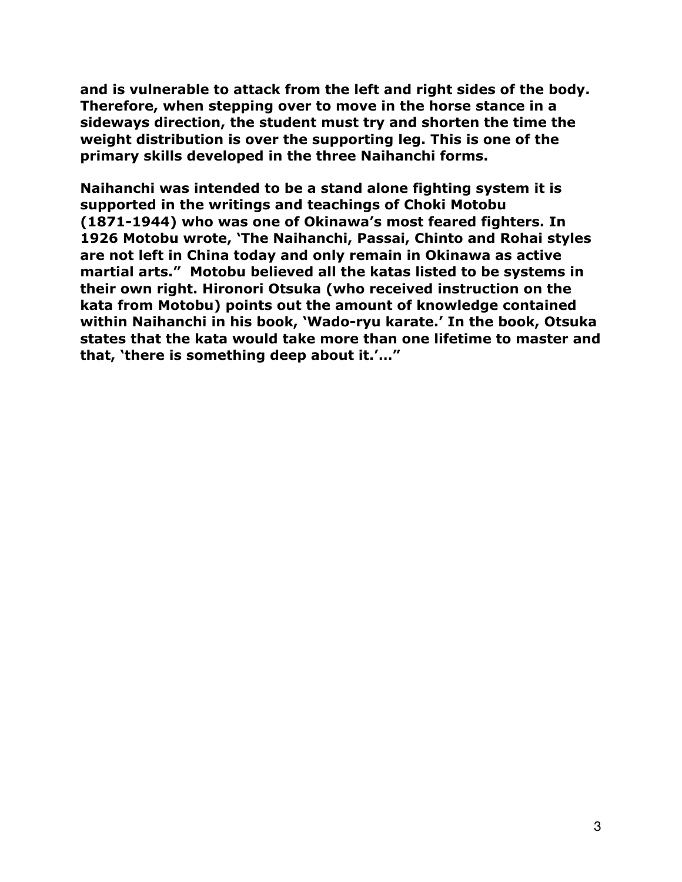**and is vulnerable to attack from the left and right sides of the body. Therefore, when stepping over to move in the horse stance in a sideways direction, the student must try and shorten the time the weight distribution is over the supporting leg. This is one of the primary skills developed in the three Naihanchi forms.**

**Naihanchi was intended to be a stand alone fighting system it is supported in the writings and teachings of Choki Motobu (1871-1944) who was one of Okinawa's most feared fighters. In 1926 Motobu wrote, 'The Naihanchi, Passai, Chinto and Rohai styles are not left in China today and only remain in Okinawa as active martial arts." Motobu believed all the katas listed to be systems in their own right. Hironori Otsuka (who received instruction on the kata from Motobu) points out the amount of knowledge contained within Naihanchi in his book, 'Wado-ryu karate.' In the book, Otsuka states that the kata would take more than one lifetime to master and that, 'there is something deep about it.'…"**